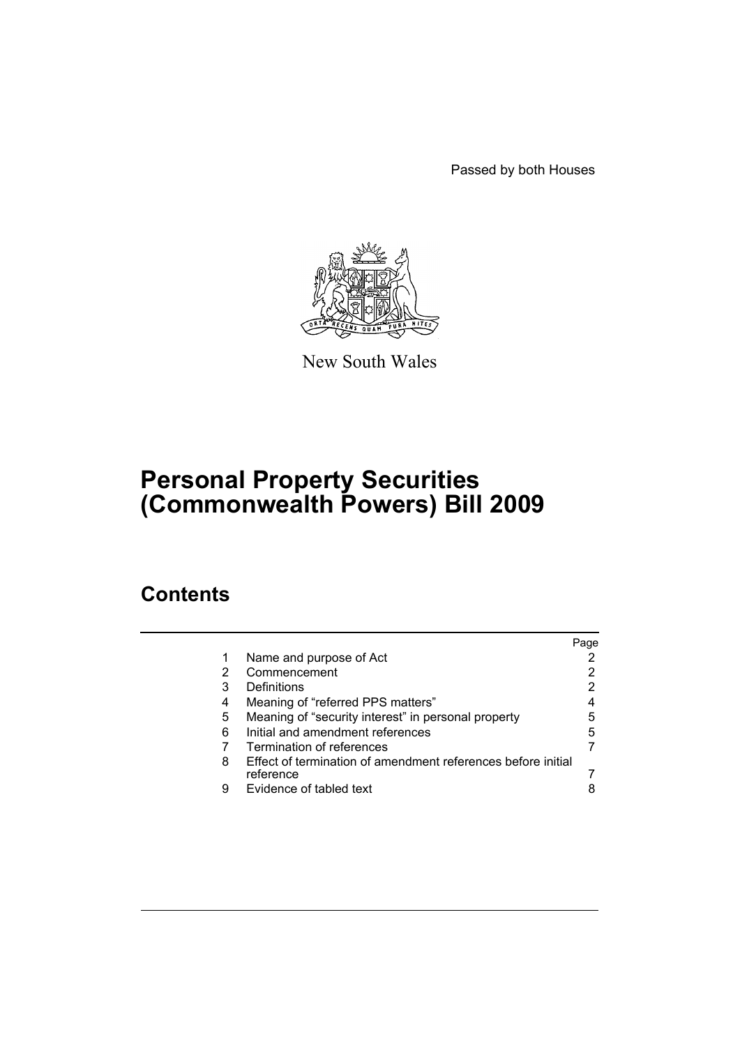Passed by both Houses

New South Wales

# Personal Property Securities (Commonwealth Powers) Bill 2009

## Contents

| | | Page |
|---|---|---|
| 1 | Name and purpose of Act | 2 |
| 2 | Commencement | 2 |
| 3 | Definitions | 2 |
| 4 | Meaning of "referred PPS matters" | 4 |
| 5 | Meaning of "security interest" in personal property | 5 |
| 6 | Initial and amendment references | 5 |
| 7 | Termination of references | 7 |
| 8 | Effect of termination of amendment references before initial reference | 7 |
| 9 | Evidence of tabled text | 8 |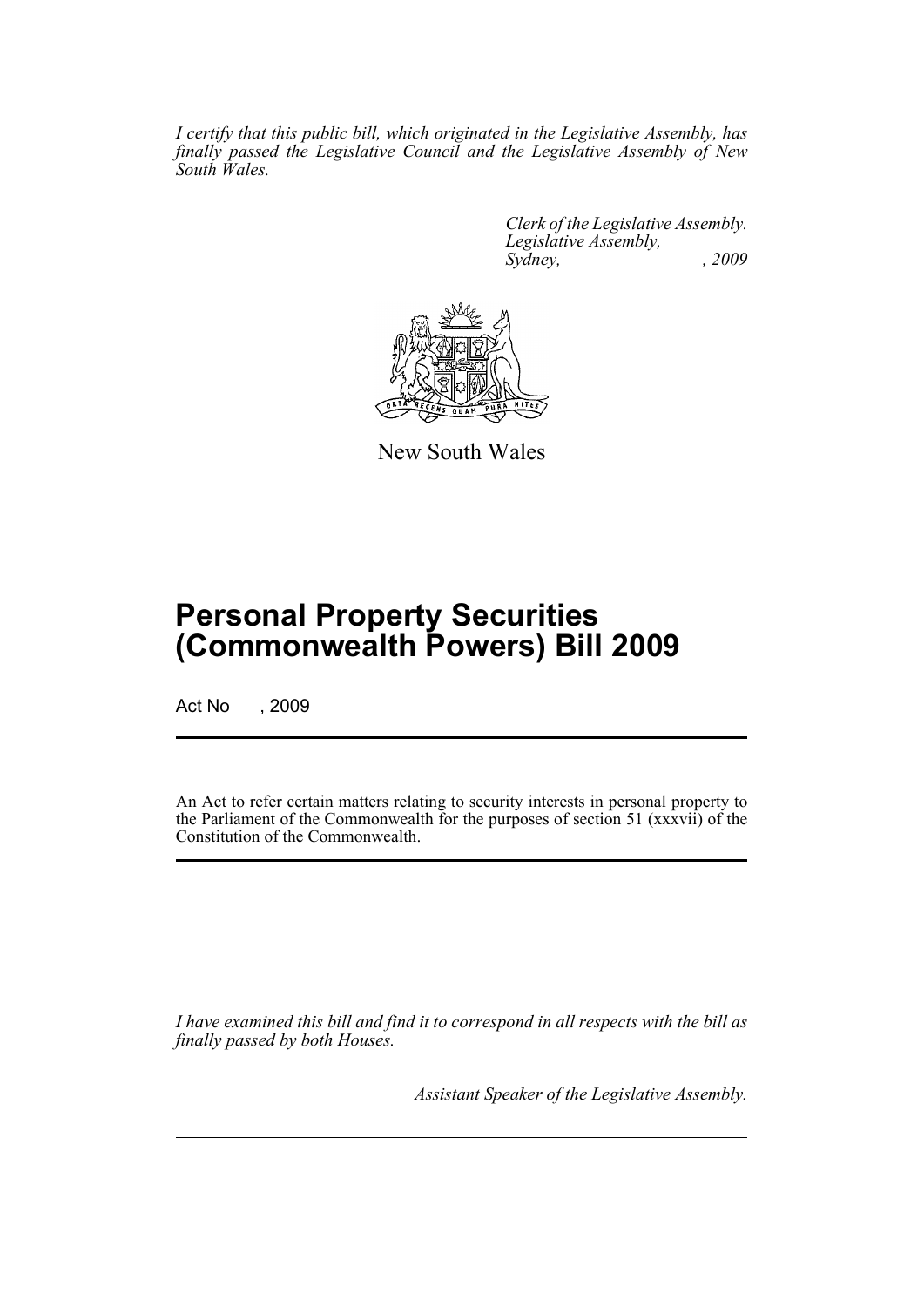*I certify that this public bill, which originated in the Legislative Assembly, has finally passed the Legislative Council and the Legislative Assembly of New South Wales.*

*Clerk of the Legislative Assembly.*
*Legislative Assembly,*
*Sydney, , 2009*

New South Wales

# Personal Property Securities (Commonwealth Powers) Bill 2009

Act No , 2009

An Act to refer certain matters relating to security interests in personal property to the Parliament of the Commonwealth for the purposes of section 51 (xxxvii) of the Constitution of the Commonwealth.

*I have examined this bill and find it to correspond in all respects with the bill as finally passed by both Houses.*

*Assistant Speaker of the Legislative Assembly.*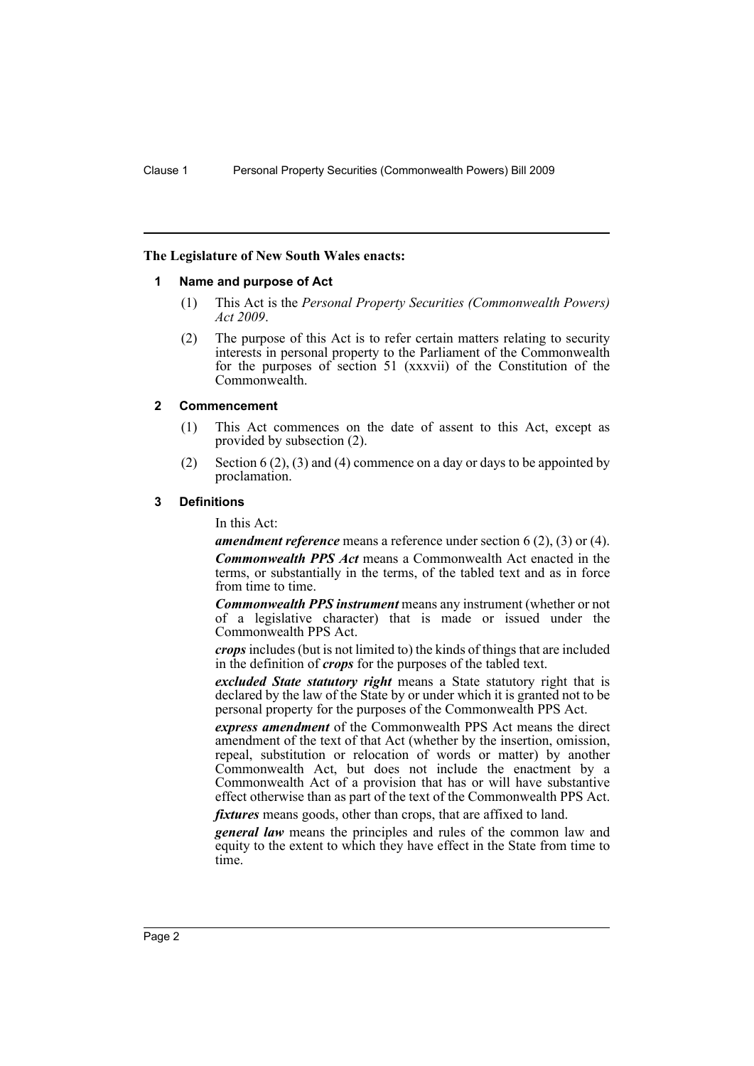**The Legislature of New South Wales enacts:**

## 1 Name and purpose of Act

(1) This Act is the *Personal Property Securities (Commonwealth Powers) Act 2009*.

(2) The purpose of this Act is to refer certain matters relating to security interests in personal property to the Parliament of the Commonwealth for the purposes of section 51 (xxxvii) of the Constitution of the Commonwealth.

## 2 Commencement

(1) This Act commences on the date of assent to this Act, except as provided by subsection (2).

(2) Section 6 (2), (3) and (4) commence on a day or days to be appointed by proclamation.

## 3 Definitions

In this Act:

***amendment reference*** means a reference under section 6 (2), (3) or (4).

***Commonwealth PPS Act*** means a Commonwealth Act enacted in the terms, or substantially in the terms, of the tabled text and as in force from time to time.

***Commonwealth PPS instrument*** means any instrument (whether or not of a legislative character) that is made or issued under the Commonwealth PPS Act.

***crops*** includes (but is not limited to) the kinds of things that are included in the definition of ***crops*** for the purposes of the tabled text.

***excluded State statutory right*** means a State statutory right that is declared by the law of the State by or under which it is granted not to be personal property for the purposes of the Commonwealth PPS Act.

***express amendment*** of the Commonwealth PPS Act means the direct amendment of the text of that Act (whether by the insertion, omission, repeal, substitution or relocation of words or matter) by another Commonwealth Act, but does not include the enactment by a Commonwealth Act of a provision that has or will have substantive effect otherwise than as part of the text of the Commonwealth PPS Act.

***fixtures*** means goods, other than crops, that are affixed to land.

***general law*** means the principles and rules of the common law and equity to the extent to which they have effect in the State from time to time.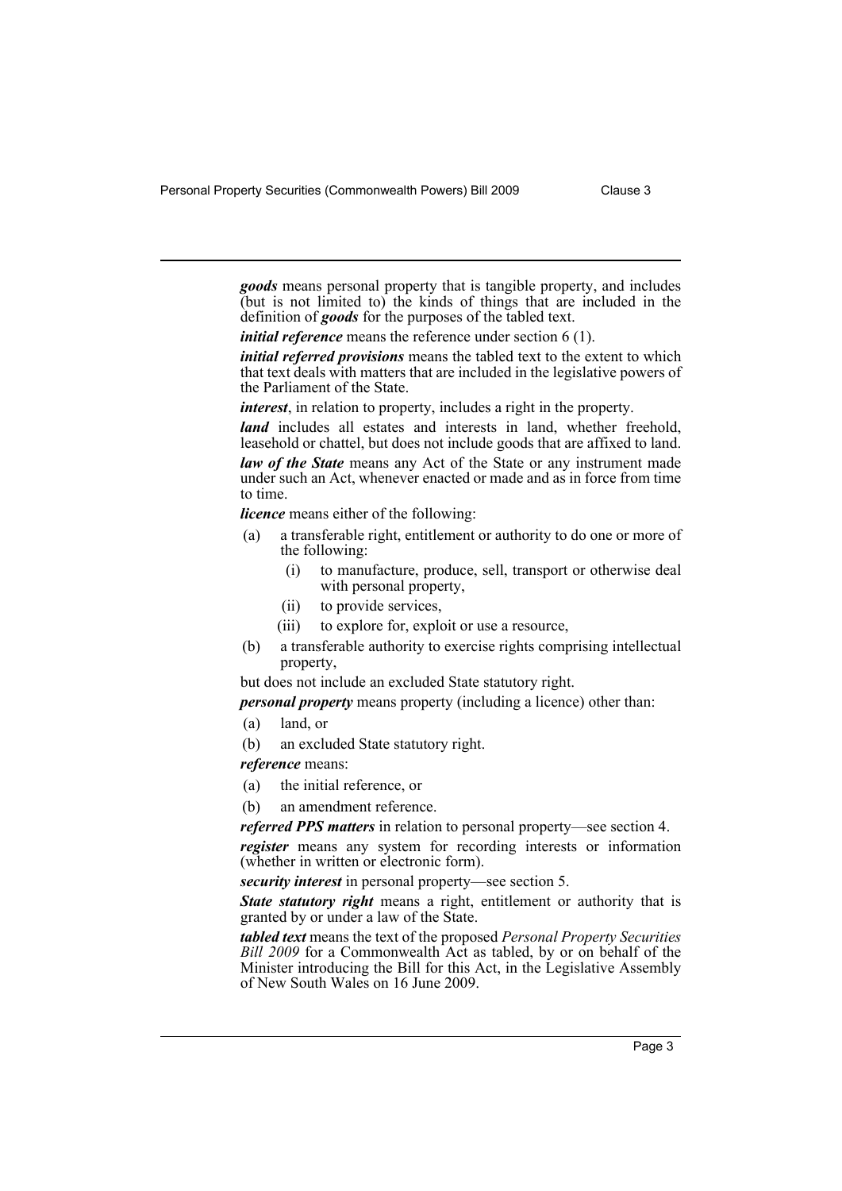***goods*** means personal property that is tangible property, and includes (but is not limited to) the kinds of things that are included in the definition of ***goods*** for the purposes of the tabled text.

***initial reference*** means the reference under section 6 (1).

***initial referred provisions*** means the tabled text to the extent to which that text deals with matters that are included in the legislative powers of the Parliament of the State.

***interest***, in relation to property, includes a right in the property.

***land*** includes all estates and interests in land, whether freehold, leasehold or chattel, but does not include goods that are affixed to land.

***law of the State*** means any Act of the State or any instrument made under such an Act, whenever enacted or made and as in force from time to time.

***licence*** means either of the following:

- (a) a transferable right, entitlement or authority to do one or more of the following:
  - (i) to manufacture, produce, sell, transport or otherwise deal with personal property,
  - (ii) to provide services,
  - (iii) to explore for, exploit or use a resource,
- (b) a transferable authority to exercise rights comprising intellectual property,

but does not include an excluded State statutory right.

***personal property*** means property (including a licence) other than:

- (a) land, or
- (b) an excluded State statutory right.

***reference*** means:

- (a) the initial reference, or
- (b) an amendment reference.

***referred PPS matters*** in relation to personal property—see section 4.

***register*** means any system for recording interests or information (whether in written or electronic form).

***security interest*** in personal property—see section 5.

***State statutory right*** means a right, entitlement or authority that is granted by or under a law of the State.

***tabled text*** means the text of the proposed *Personal Property Securities Bill 2009* for a Commonwealth Act as tabled, by or on behalf of the Minister introducing the Bill for this Act, in the Legislative Assembly of New South Wales on 16 June 2009.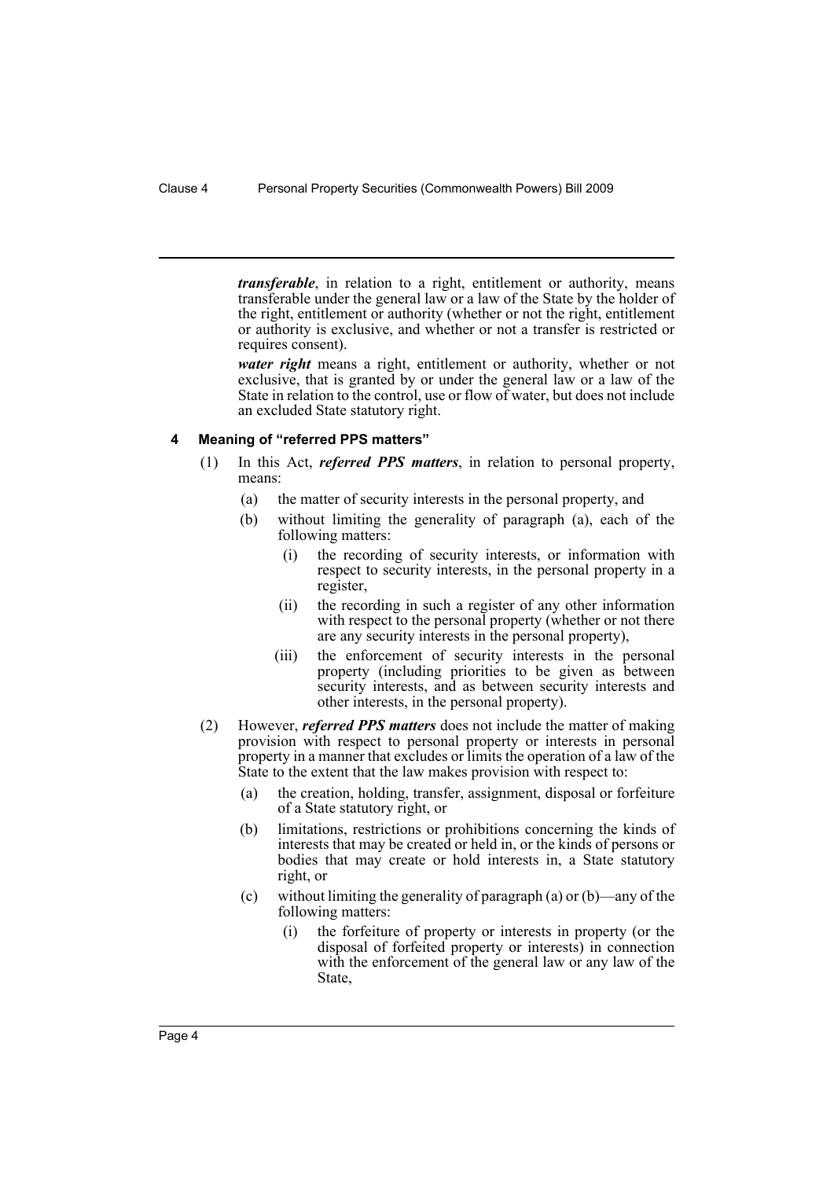***transferable***, in relation to a right, entitlement or authority, means transferable under the general law or a law of the State by the holder of the right, entitlement or authority (whether or not the right, entitlement or authority is exclusive, and whether or not a transfer is restricted or requires consent).

***water right*** means a right, entitlement or authority, whether or not exclusive, that is granted by or under the general law or a law of the State in relation to the control, use or flow of water, but does not include an excluded State statutory right.

### 4 Meaning of "referred PPS matters"

(1) In this Act, ***referred PPS matters***, in relation to personal property, means:

- (a) the matter of security interests in the personal property, and
- (b) without limiting the generality of paragraph (a), each of the following matters:
  - (i) the recording of security interests, or information with respect to security interests, in the personal property in a register,
  - (ii) the recording in such a register of any other information with respect to the personal property (whether or not there are any security interests in the personal property),
  - (iii) the enforcement of security interests in the personal property (including priorities to be given as between security interests, and as between security interests and other interests, in the personal property).

(2) However, ***referred PPS matters*** does not include the matter of making provision with respect to personal property or interests in personal property in a manner that excludes or limits the operation of a law of the State to the extent that the law makes provision with respect to:

- (a) the creation, holding, transfer, assignment, disposal or forfeiture of a State statutory right, or
- (b) limitations, restrictions or prohibitions concerning the kinds of interests that may be created or held in, or the kinds of persons or bodies that may create or hold interests in, a State statutory right, or
- (c) without limiting the generality of paragraph (a) or (b)—any of the following matters:
  - (i) the forfeiture of property or interests in property (or the disposal of forfeited property or interests) in connection with the enforcement of the general law or any law of the State,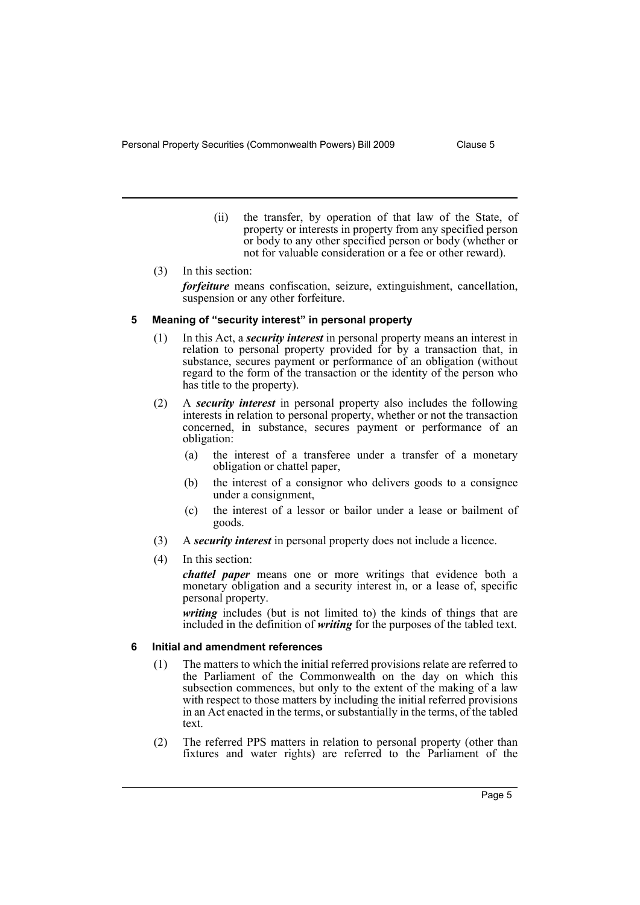(ii) the transfer, by operation of that law of the State, of property or interests in property from any specified person or body to any other specified person or body (whether or not for valuable consideration or a fee or other reward).

(3) In this section:

***forfeiture*** means confiscation, seizure, extinguishment, cancellation, suspension or any other forfeiture.

### 5 Meaning of "security interest" in personal property

(1) In this Act, a ***security interest*** in personal property means an interest in relation to personal property provided for by a transaction that, in substance, secures payment or performance of an obligation (without regard to the form of the transaction or the identity of the person who has title to the property).

(2) A ***security interest*** in personal property also includes the following interests in relation to personal property, whether or not the transaction concerned, in substance, secures payment or performance of an obligation:

(a) the interest of a transferee under a transfer of a monetary obligation or chattel paper,

(b) the interest of a consignor who delivers goods to a consignee under a consignment,

(c) the interest of a lessor or bailor under a lease or bailment of goods.

(3) A ***security interest*** in personal property does not include a licence.

(4) In this section:

***chattel paper*** means one or more writings that evidence both a monetary obligation and a security interest in, or a lease of, specific personal property.

***writing*** includes (but is not limited to) the kinds of things that are included in the definition of ***writing*** for the purposes of the tabled text.

### 6 Initial and amendment references

(1) The matters to which the initial referred provisions relate are referred to the Parliament of the Commonwealth on the day on which this subsection commences, but only to the extent of the making of a law with respect to those matters by including the initial referred provisions in an Act enacted in the terms, or substantially in the terms, of the tabled text.

(2) The referred PPS matters in relation to personal property (other than fixtures and water rights) are referred to the Parliament of the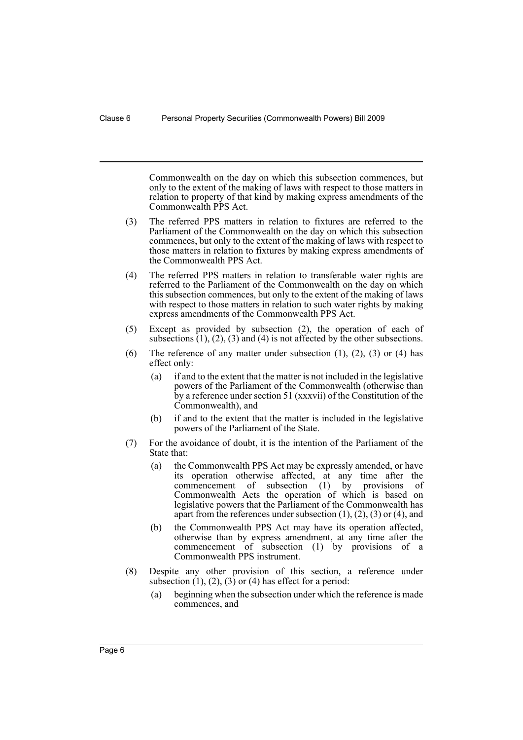Commonwealth on the day on which this subsection commences, but only to the extent of the making of laws with respect to those matters in relation to property of that kind by making express amendments of the Commonwealth PPS Act.

(3) The referred PPS matters in relation to fixtures are referred to the Parliament of the Commonwealth on the day on which this subsection commences, but only to the extent of the making of laws with respect to those matters in relation to fixtures by making express amendments of the Commonwealth PPS Act.

(4) The referred PPS matters in relation to transferable water rights are referred to the Parliament of the Commonwealth on the day on which this subsection commences, but only to the extent of the making of laws with respect to those matters in relation to such water rights by making express amendments of the Commonwealth PPS Act.

(5) Except as provided by subsection (2), the operation of each of subsections (1), (2), (3) and (4) is not affected by the other subsections.

(6) The reference of any matter under subsection (1), (2), (3) or (4) has effect only:

  (a) if and to the extent that the matter is not included in the legislative powers of the Parliament of the Commonwealth (otherwise than by a reference under section 51 (xxxvii) of the Constitution of the Commonwealth), and

  (b) if and to the extent that the matter is included in the legislative powers of the Parliament of the State.

(7) For the avoidance of doubt, it is the intention of the Parliament of the State that:

  (a) the Commonwealth PPS Act may be expressly amended, or have its operation otherwise affected, at any time after the commencement of subsection (1) by provisions of Commonwealth Acts the operation of which is based on legislative powers that the Parliament of the Commonwealth has apart from the references under subsection (1), (2), (3) or (4), and

  (b) the Commonwealth PPS Act may have its operation affected, otherwise than by express amendment, at any time after the commencement of subsection (1) by provisions of a Commonwealth PPS instrument.

(8) Despite any other provision of this section, a reference under subsection (1), (2), (3) or (4) has effect for a period:

  (a) beginning when the subsection under which the reference is made commences, and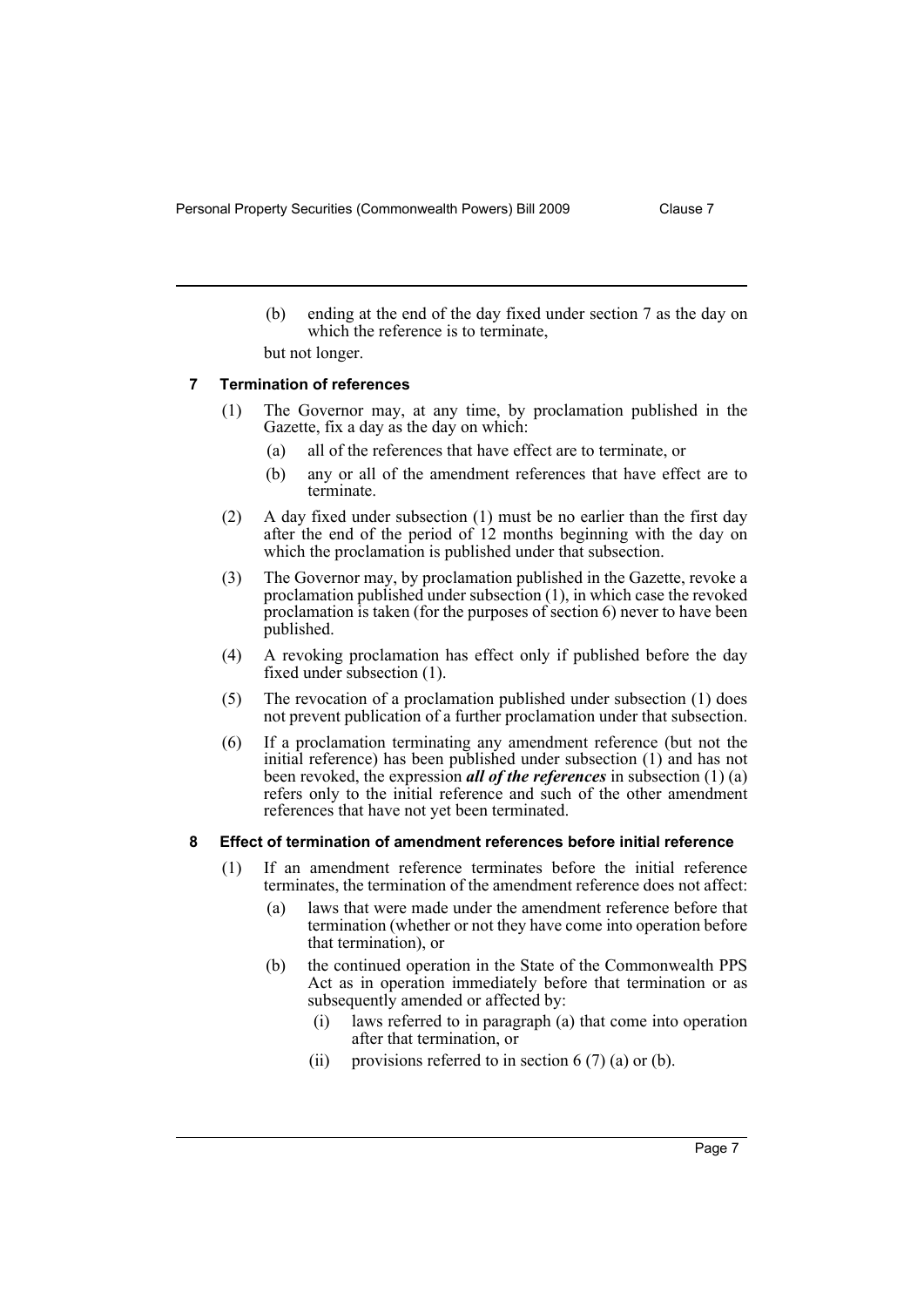(b) ending at the end of the day fixed under section 7 as the day on which the reference is to terminate,

but not longer.

### 7 Termination of references

(1) The Governor may, at any time, by proclamation published in the Gazette, fix a day as the day on which:

- (a) all of the references that have effect are to terminate, or
- (b) any or all of the amendment references that have effect are to terminate.

(2) A day fixed under subsection (1) must be no earlier than the first day after the end of the period of 12 months beginning with the day on which the proclamation is published under that subsection.

(3) The Governor may, by proclamation published in the Gazette, revoke a proclamation published under subsection (1), in which case the revoked proclamation is taken (for the purposes of section 6) never to have been published.

(4) A revoking proclamation has effect only if published before the day fixed under subsection (1).

(5) The revocation of a proclamation published under subsection (1) does not prevent publication of a further proclamation under that subsection.

(6) If a proclamation terminating any amendment reference (but not the initial reference) has been published under subsection (1) and has not been revoked, the expression ***all of the references*** in subsection (1) (a) refers only to the initial reference and such of the other amendment references that have not yet been terminated.

### 8 Effect of termination of amendment references before initial reference

(1) If an amendment reference terminates before the initial reference terminates, the termination of the amendment reference does not affect:

- (a) laws that were made under the amendment reference before that termination (whether or not they have come into operation before that termination), or
- (b) the continued operation in the State of the Commonwealth PPS Act as in operation immediately before that termination or as subsequently amended or affected by:
  - (i) laws referred to in paragraph (a) that come into operation after that termination, or
  - (ii) provisions referred to in section 6 (7) (a) or (b).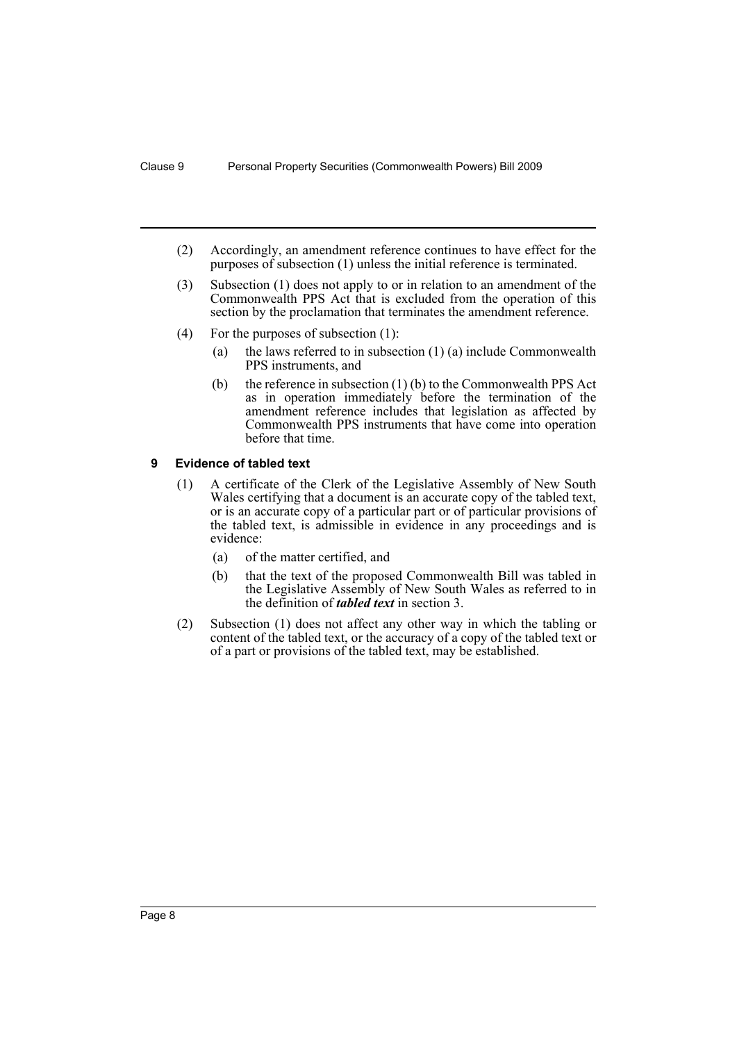(2) Accordingly, an amendment reference continues to have effect for the purposes of subsection (1) unless the initial reference is terminated.

(3) Subsection (1) does not apply to or in relation to an amendment of the Commonwealth PPS Act that is excluded from the operation of this section by the proclamation that terminates the amendment reference.

(4) For the purposes of subsection (1):

- (a) the laws referred to in subsection (1) (a) include Commonwealth PPS instruments, and
- (b) the reference in subsection (1) (b) to the Commonwealth PPS Act as in operation immediately before the termination of the amendment reference includes that legislation as affected by Commonwealth PPS instruments that have come into operation before that time.

## 9 Evidence of tabled text

(1) A certificate of the Clerk of the Legislative Assembly of New South Wales certifying that a document is an accurate copy of the tabled text, or is an accurate copy of a particular part or of particular provisions of the tabled text, is admissible in evidence in any proceedings and is evidence:

- (a) of the matter certified, and
- (b) that the text of the proposed Commonwealth Bill was tabled in the Legislative Assembly of New South Wales as referred to in the definition of ***tabled text*** in section 3.

(2) Subsection (1) does not affect any other way in which the tabling or content of the tabled text, or the accuracy of a copy of the tabled text or of a part or provisions of the tabled text, may be established.